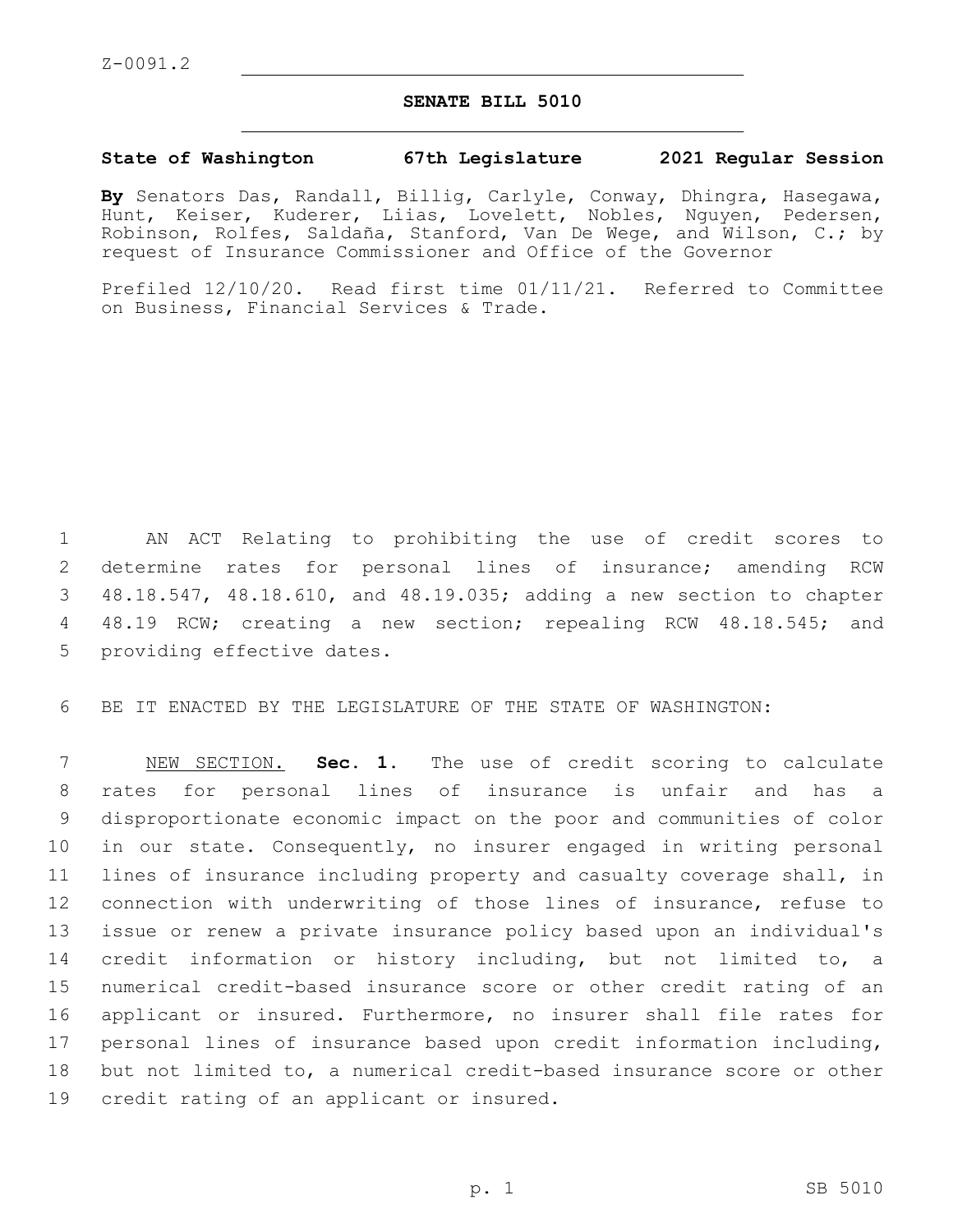Z-0091.2

# SENATE BILL 5010

**State of Washington 67th Legislature 2021 Regular Session**

**By** Senators Das, Randall, Billig, Carlyle, Conway, Dhingra, Hasegawa, Hunt, Keiser, Kuderer, Liias, Lovelett, Nobles, Nguyen, Pedersen, Robinson, Rolfes, Saldaña, Stanford, Van De Wege, and Wilson, C.; by request of Insurance Commissioner and Office of the Governor

Prefiled 12/10/20. Read first time 01/11/21. Referred to Committee on Business, Financial Services & Trade.

AN ACT Relating to prohibiting the use of credit scores to determine rates for personal lines of insurance; amending RCW 48.18.547, 48.18.610, and 48.19.035; adding a new section to chapter 48.19 RCW; creating a new section; repealing RCW 48.18.545; and providing effective dates.

BE IT ENACTED BY THE LEGISLATURE OF THE STATE OF WASHINGTON:

NEW SECTION. **Sec. 1.** The use of credit scoring to calculate rates for personal lines of insurance is unfair and has a disproportionate economic impact on the poor and communities of color in our state. Consequently, no insurer engaged in writing personal lines of insurance including property and casualty coverage shall, in connection with underwriting of those lines of insurance, refuse to issue or renew a private insurance policy based upon an individual's credit information or history including, but not limited to, a numerical credit-based insurance score or other credit rating of an applicant or insured. Furthermore, no insurer shall file rates for personal lines of insurance based upon credit information including, but not limited to, a numerical credit-based insurance score or other credit rating of an applicant or insured.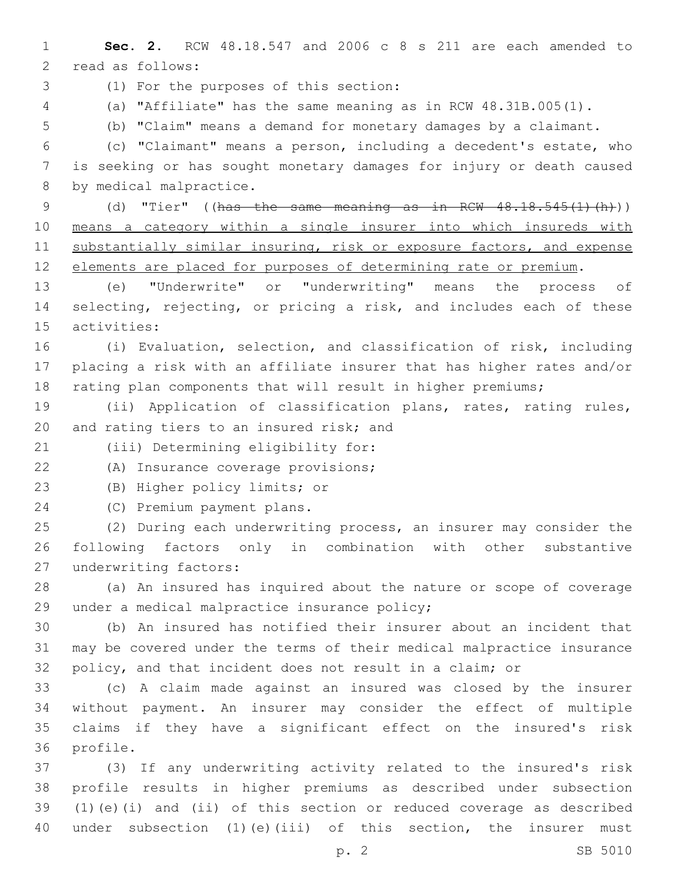**Sec. 2.** RCW 48.18.547 and 2006 c 8 s 211 are each amended to read as follows:

(1) For the purposes of this section:

(a) "Affiliate" has the same meaning as in RCW 48.31B.005(1).

(b) "Claim" means a demand for monetary damages by a claimant.

(c) "Claimant" means a person, including a decedent's estate, who is seeking or has sought monetary damages for injury or death caused by medical malpractice.

(d) "Tier" ((~~has the same meaning as in RCW 48.18.545(1)(h)~~)) <u>means a category within a single insurer into which insureds with substantially similar insuring, risk or exposure factors, and expense elements are placed for purposes of determining rate or premium</u>.

(e) "Underwrite" or "underwriting" means the process of selecting, rejecting, or pricing a risk, and includes each of these activities:

(i) Evaluation, selection, and classification of risk, including placing a risk with an affiliate insurer that has higher rates and/or rating plan components that will result in higher premiums;

(ii) Application of classification plans, rates, rating rules, and rating tiers to an insured risk; and

(iii) Determining eligibility for:

(A) Insurance coverage provisions;

(B) Higher policy limits; or

(C) Premium payment plans.

(2) During each underwriting process, an insurer may consider the following factors only in combination with other substantive underwriting factors:

(a) An insured has inquired about the nature or scope of coverage under a medical malpractice insurance policy;

(b) An insured has notified their insurer about an incident that may be covered under the terms of their medical malpractice insurance policy, and that incident does not result in a claim; or

(c) A claim made against an insured was closed by the insurer without payment. An insurer may consider the effect of multiple claims if they have a significant effect on the insured's risk profile.

(3) If any underwriting activity related to the insured's risk profile results in higher premiums as described under subsection (1)(e)(i) and (ii) of this section or reduced coverage as described under subsection (1)(e)(iii) of this section, the insurer must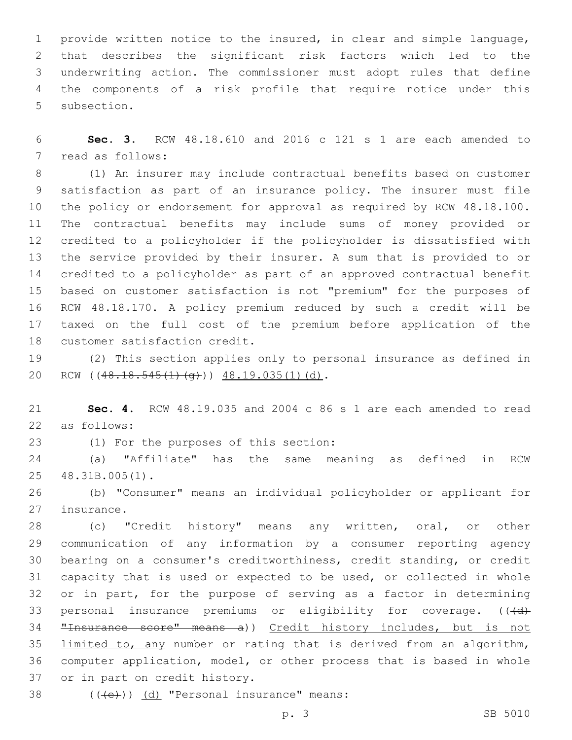provide written notice to the insured, in clear and simple language, that describes the significant risk factors which led to the underwriting action. The commissioner must adopt rules that define the components of a risk profile that require notice under this subsection.

**Sec. 3.** RCW 48.18.610 and 2016 c 121 s 1 are each amended to read as follows:

(1) An insurer may include contractual benefits based on customer satisfaction as part of an insurance policy. The insurer must file the policy or endorsement for approval as required by RCW 48.18.100. The contractual benefits may include sums of money provided or credited to a policyholder if the policyholder is dissatisfied with the service provided by their insurer. A sum that is provided to or credited to a policyholder as part of an approved contractual benefit based on customer satisfaction is not "premium" for the purposes of RCW 48.18.170. A policy premium reduced by such a credit will be taxed on the full cost of the premium before application of the customer satisfaction credit.

(2) This section applies only to personal insurance as defined in RCW ((~~48.18.545(1)(g)~~)) <u>48.19.035(1)(d)</u>.

**Sec. 4.** RCW 48.19.035 and 2004 c 86 s 1 are each amended to read as follows:

(1) For the purposes of this section:

(a) "Affiliate" has the same meaning as defined in RCW 48.31B.005(1).

(b) "Consumer" means an individual policyholder or applicant for insurance.

(c) "Credit history" means any written, oral, or other communication of any information by a consumer reporting agency bearing on a consumer's creditworthiness, credit standing, or credit capacity that is used or expected to be used, or collected in whole or in part, for the purpose of serving as a factor in determining personal insurance premiums or eligibility for coverage. ((~~(d) "Insurance score" means a~~)) <u>Credit history includes, but is not limited to, any</u> number or rating that is derived from an algorithm, computer application, model, or other process that is based in whole or in part on credit history.

((~~(e)~~)) <u>(d)</u> "Personal insurance" means: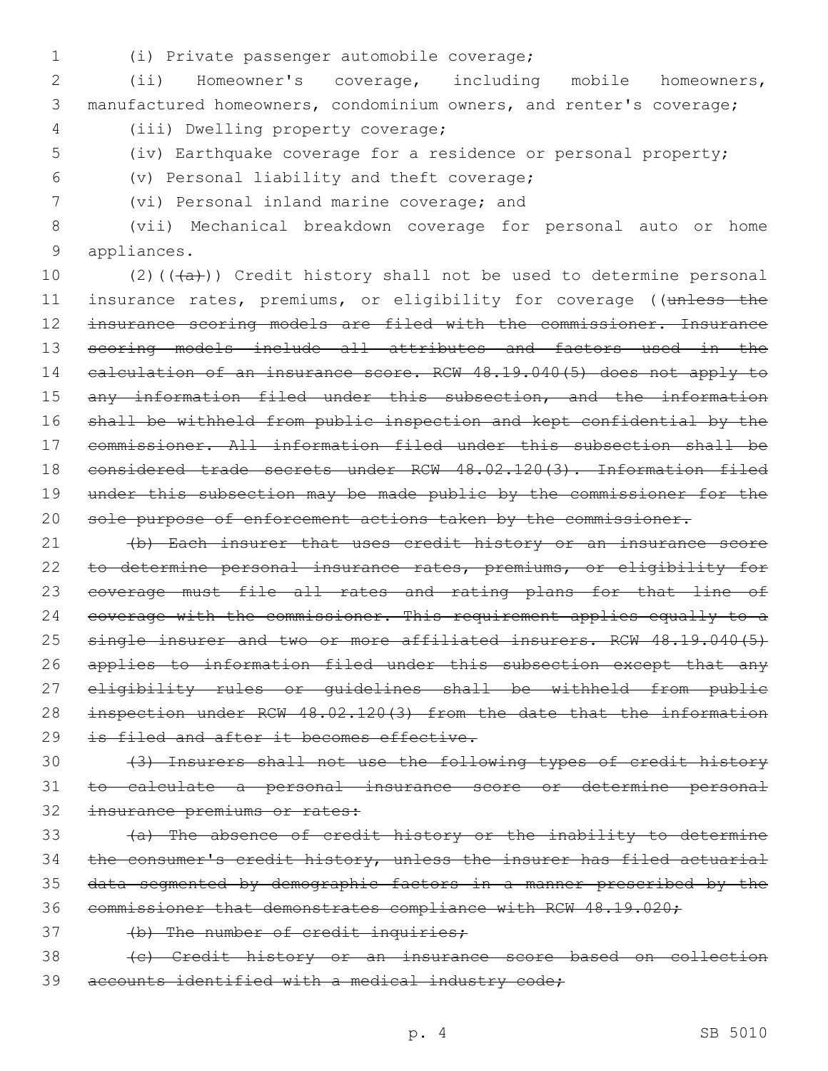(i) Private passenger automobile coverage;

(ii) Homeowner's coverage, including mobile homeowners, manufactured homeowners, condominium owners, and renter's coverage;

(iii) Dwelling property coverage;

(iv) Earthquake coverage for a residence or personal property;

(v) Personal liability and theft coverage;

(vi) Personal inland marine coverage; and

(vii) Mechanical breakdown coverage for personal auto or home appliances.

(2)((~~(a)~~)) Credit history shall not be used to determine personal insurance rates, premiums, or eligibility for coverage ((~~unless the insurance scoring models are filed with the commissioner. Insurance scoring models include all attributes and factors used in the calculation of an insurance score. RCW 48.19.040(5) does not apply to any information filed under this subsection, and the information shall be withheld from public inspection and kept confidential by the commissioner. All information filed under this subsection shall be considered trade secrets under RCW 48.02.120(3). Information filed under this subsection may be made public by the commissioner for the sole purpose of enforcement actions taken by the commissioner.~~

~~(b) Each insurer that uses credit history or an insurance score to determine personal insurance rates, premiums, or eligibility for coverage must file all rates and rating plans for that line of coverage with the commissioner. This requirement applies equally to a single insurer and two or more affiliated insurers. RCW 48.19.040(5) applies to information filed under this subsection except that any eligibility rules or guidelines shall be withheld from public inspection under RCW 48.02.120(3) from the date that the information is filed and after it becomes effective.~~

~~(3) Insurers shall not use the following types of credit history to calculate a personal insurance score or determine personal insurance premiums or rates:~~

~~(a) The absence of credit history or the inability to determine the consumer's credit history, unless the insurer has filed actuarial data segmented by demographic factors in a manner prescribed by the commissioner that demonstrates compliance with RCW 48.19.020;~~

~~(b) The number of credit inquiries;~~

~~(c) Credit history or an insurance score based on collection accounts identified with a medical industry code;~~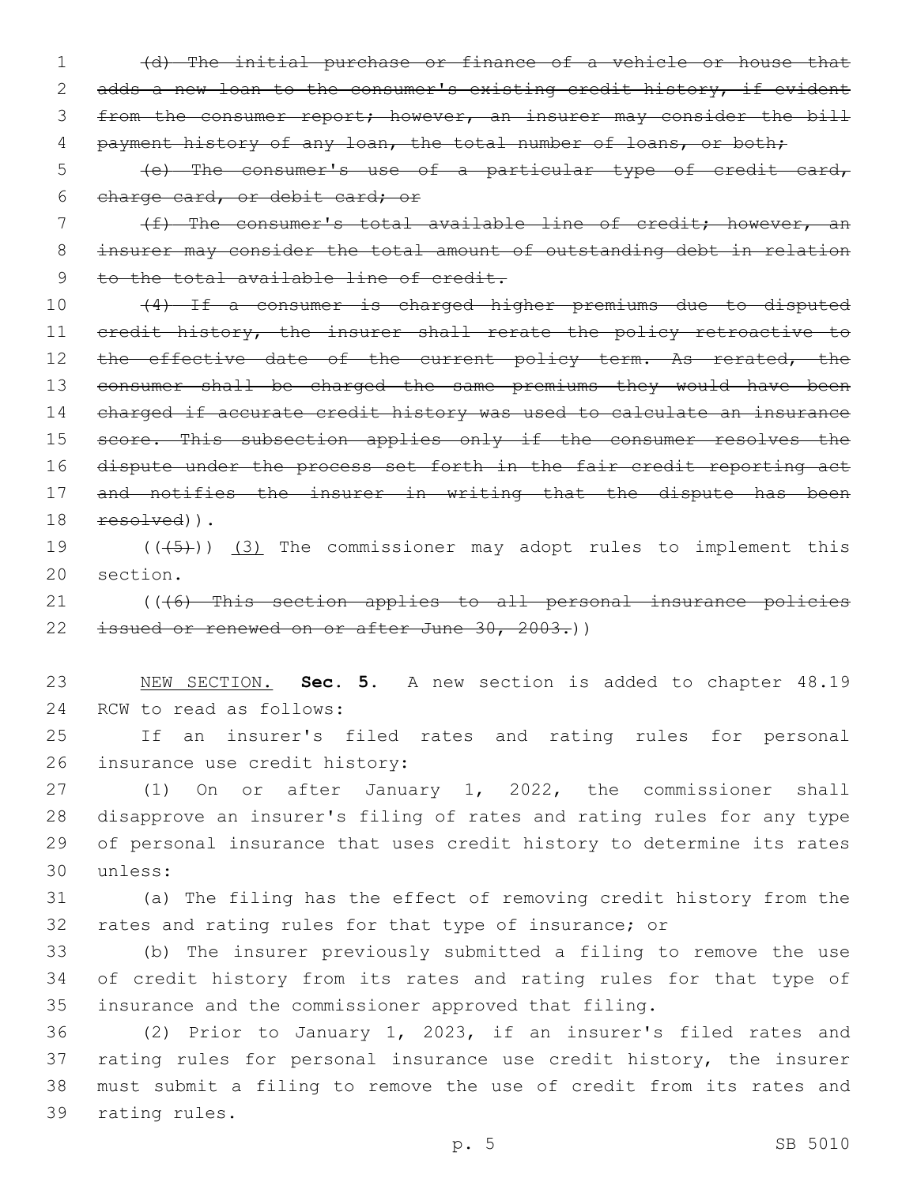~~(d) The initial purchase or finance of a vehicle or house that adds a new loan to the consumer's existing credit history, if evident from the consumer report; however, an insurer may consider the bill payment history of any loan, the total number of loans, or both;~~

~~(e) The consumer's use of a particular type of credit card, charge card, or debit card; or~~

~~(f) The consumer's total available line of credit; however, an insurer may consider the total amount of outstanding debt in relation to the total available line of credit.~~

~~(4) If a consumer is charged higher premiums due to disputed credit history, the insurer shall rerate the policy retroactive to the effective date of the current policy term. As rerated, the consumer shall be charged the same premiums they would have been charged if accurate credit history was used to calculate an insurance score. This subsection applies only if the consumer resolves the dispute under the process set forth in the fair credit reporting act and notifies the insurer in writing that the dispute has been resolved~~)).

((~~(5)~~)) <u>(3)</u> The commissioner may adopt rules to implement this section.

((~~(6) This section applies to all personal insurance policies issued or renewed on or after June 30, 2003.~~))

<u>NEW SECTION.</u> **Sec. 5.** A new section is added to chapter 48.19 RCW to read as follows:

If an insurer's filed rates and rating rules for personal insurance use credit history:

(1) On or after January 1, 2022, the commissioner shall disapprove an insurer's filing of rates and rating rules for any type of personal insurance that uses credit history to determine its rates unless:

(a) The filing has the effect of removing credit history from the rates and rating rules for that type of insurance; or

(b) The insurer previously submitted a filing to remove the use of credit history from its rates and rating rules for that type of insurance and the commissioner approved that filing.

(2) Prior to January 1, 2023, if an insurer's filed rates and rating rules for personal insurance use credit history, the insurer must submit a filing to remove the use of credit from its rates and rating rules.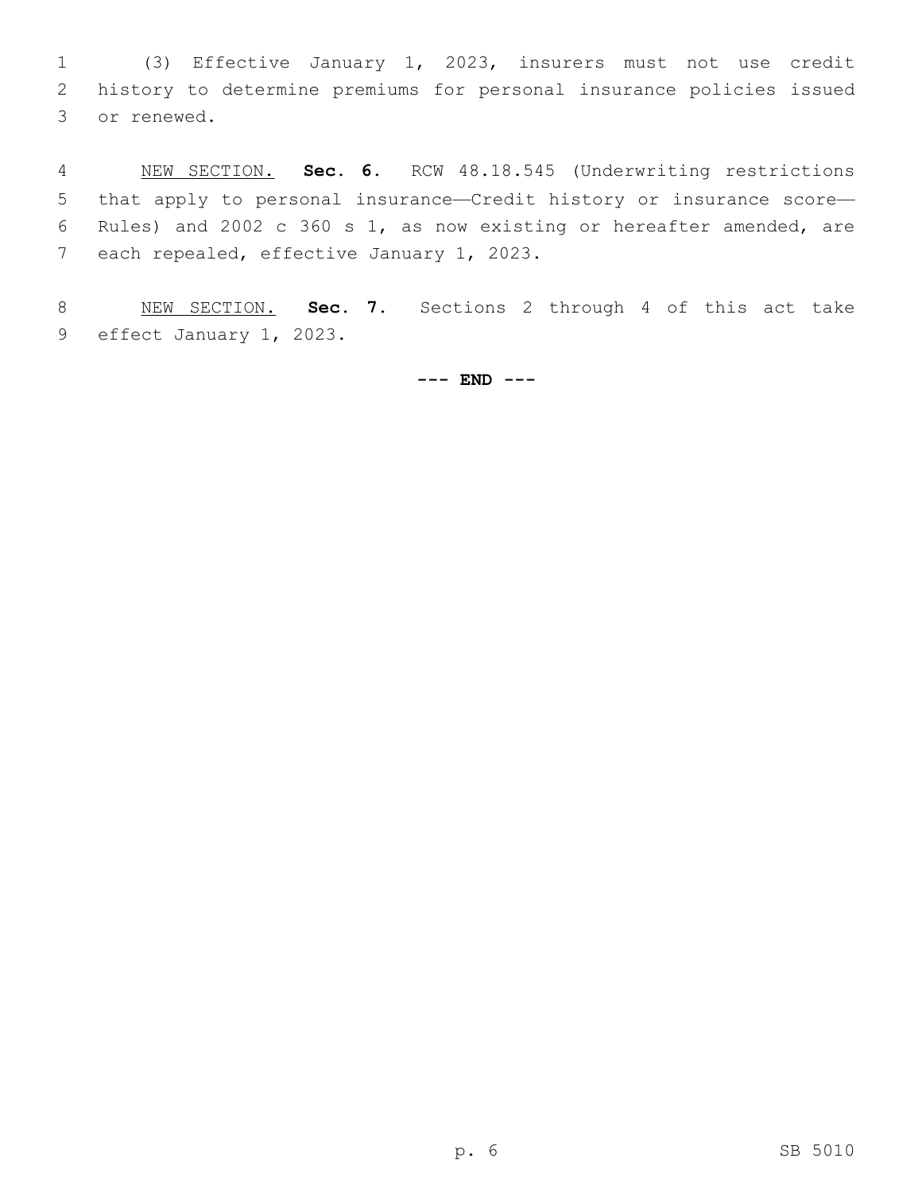(3) Effective January 1, 2023, insurers must not use credit history to determine premiums for personal insurance policies issued or renewed.

NEW SECTION. **Sec. 6.** RCW 48.18.545 (Underwriting restrictions that apply to personal insurance—Credit history or insurance score—Rules) and 2002 c 360 s 1, as now existing or hereafter amended, are each repealed, effective January 1, 2023.

NEW SECTION. **Sec. 7.** Sections 2 through 4 of this act take effect January 1, 2023.

**--- END ---**